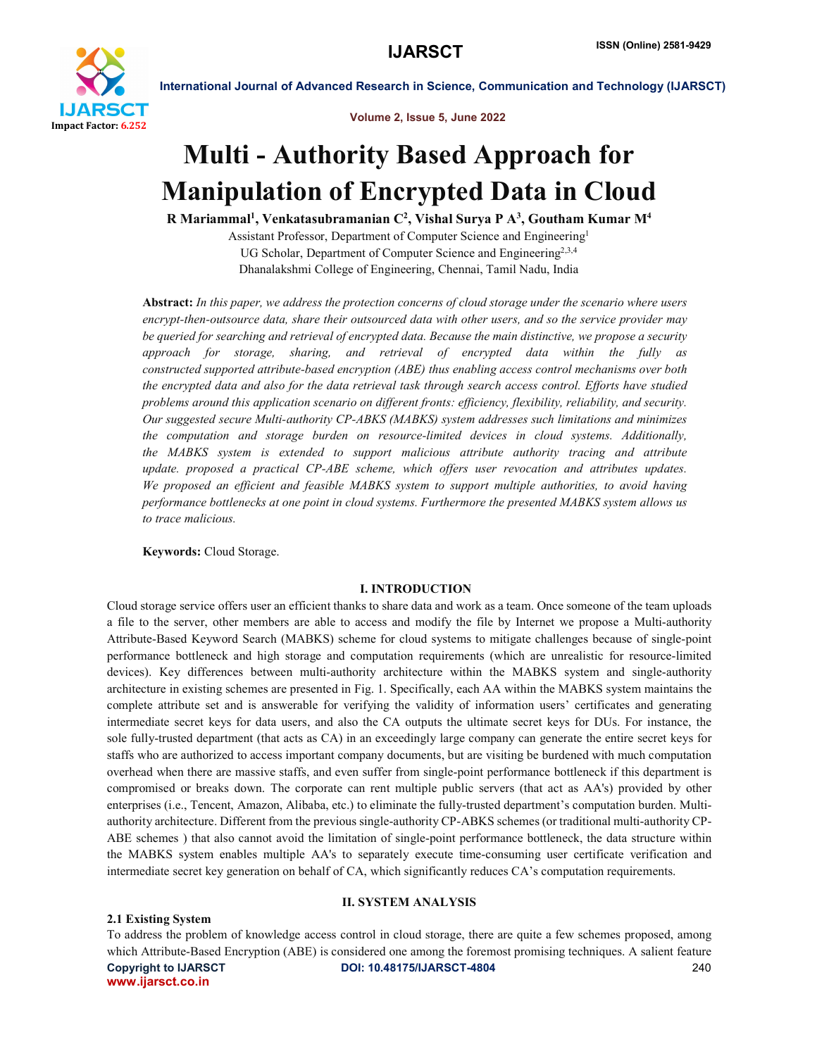# Multi - Authority Based Approach for Manipulation of Encrypted Data in Cloud

**R Mariammal[1], Venkatasubramanian C[2], Vishal Surya P A[3], Goutham Kumar M[4]**

Assistant Professor, Department of Computer Science and Engineering[1]

UG Scholar, Department of Computer Science and Engineering[2,3,4]

Dhanalakshmi College of Engineering, Chennai, Tamil Nadu, India

**Abstract:** *In this paper, we address the protection concerns of cloud storage under the scenario where users encrypt-then-outsource data, share their outsourced data with other users, and so the service provider may be queried for searching and retrieval of encrypted data. Because the main distinctive, we propose a security approach for storage, sharing, and retrieval of encrypted data within the fully as constructed supported attribute-based encryption (ABE) thus enabling access control mechanisms over both the encrypted data and also for the data retrieval task through search access control. Efforts have studied problems around this application scenario on different fronts: efficiency, flexibility, reliability, and security. Our suggested secure Multi-authority CP-ABKS (MABKS) system addresses such limitations and minimizes the computation and storage burden on resource-limited devices in cloud systems. Additionally, the MABKS system is extended to support malicious attribute authority tracing and attribute update. proposed a practical CP-ABE scheme, which offers user revocation and attributes updates. We proposed an efficient and feasible MABKS system to support multiple authorities, to avoid having performance bottlenecks at one point in cloud systems. Furthermore the presented MABKS system allows us to trace malicious.*

**Keywords:** Cloud Storage.

## I. INTRODUCTION

Cloud storage service offers user an efficient thanks to share data and work as a team. Once someone of the team uploads a file to the server, other members are able to access and modify the file by Internet we propose a Multi-authority Attribute-Based Keyword Search (MABKS) scheme for cloud systems to mitigate challenges because of single-point performance bottleneck and high storage and computation requirements (which are unrealistic for resource-limited devices). Key differences between multi-authority architecture within the MABKS system and single-authority architecture in existing schemes are presented in Fig. 1. Specifically, each AA within the MABKS system maintains the complete attribute set and is answerable for verifying the validity of information users' certificates and generating intermediate secret keys for data users, and also the CA outputs the ultimate secret keys for DUs. For instance, the sole fully-trusted department (that acts as CA) in an exceedingly large company can generate the entire secret keys for staffs who are authorized to access important company documents, but are visiting be burdened with much computation overhead when there are massive staffs, and even suffer from single-point performance bottleneck if this department is compromised or breaks down. The corporate can rent multiple public servers (that act as AA's) provided by other enterprises (i.e., Tencent, Amazon, Alibaba, etc.) to eliminate the fully-trusted department's computation burden. Multi-authority architecture. Different from the previous single-authority CP-ABKS schemes (or traditional multi-authority CP-ABE schemes ) that also cannot avoid the limitation of single-point performance bottleneck, the data structure within the MABKS system enables multiple AA's to separately execute time-consuming user certificate verification and intermediate secret key generation on behalf of CA, which significantly reduces CA's computation requirements.

## II. SYSTEM ANALYSIS

### 2.1 Existing System

To address the problem of knowledge access control in cloud storage, there are quite a few schemes proposed, among which Attribute-Based Encryption (ABE) is considered one among the foremost promising techniques. A salient feature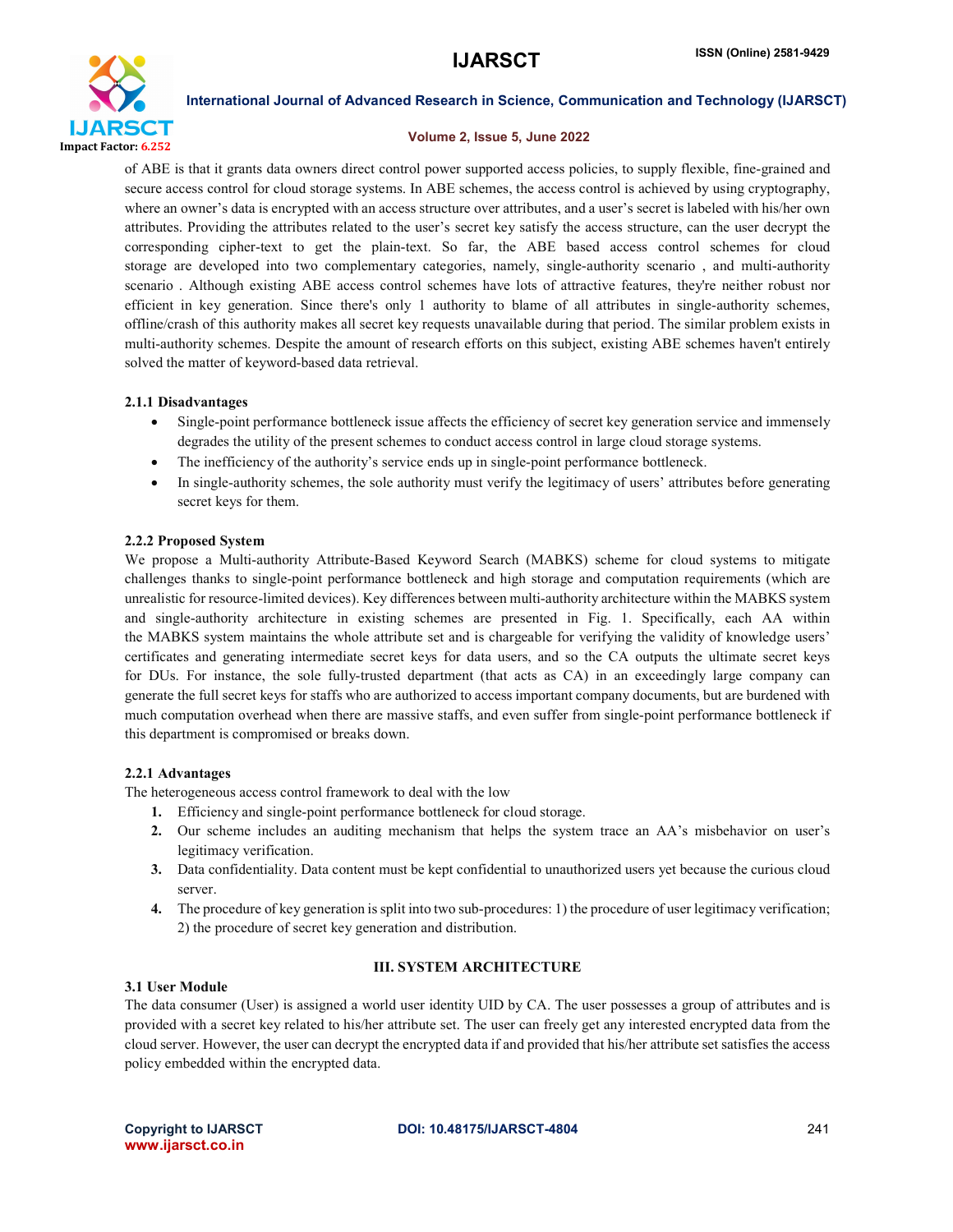of ABE is that it grants data owners direct control power supported access policies, to supply flexible, fine-grained and secure access control for cloud storage systems. In ABE schemes, the access control is achieved by using cryptography, where an owner's data is encrypted with an access structure over attributes, and a user's secret is labeled with his/her own attributes. Providing the attributes related to the user's secret key satisfy the access structure, can the user decrypt the corresponding cipher-text to get the plain-text. So far, the ABE based access control schemes for cloud storage are developed into two complementary categories, namely, single-authority scenario , and multi-authority scenario . Although existing ABE access control schemes have lots of attractive features, they're neither robust nor efficient in key generation. Since there's only 1 authority to blame of all attributes in single-authority schemes, offline/crash of this authority makes all secret key requests unavailable during that period. The similar problem exists in multi-authority schemes. Despite the amount of research efforts on this subject, existing ABE schemes haven't entirely solved the matter of keyword-based data retrieval.

### 2.1.1 Disadvantages

- Single-point performance bottleneck issue affects the efficiency of secret key generation service and immensely degrades the utility of the present schemes to conduct access control in large cloud storage systems.
- The inefficiency of the authority's service ends up in single-point performance bottleneck.
- In single-authority schemes, the sole authority must verify the legitimacy of users' attributes before generating secret keys for them.

### 2.2.2 Proposed System

We propose a Multi-authority Attribute-Based Keyword Search (MABKS) scheme for cloud systems to mitigate challenges thanks to single-point performance bottleneck and high storage and computation requirements (which are unrealistic for resource-limited devices). Key differences between multi-authority architecture within the MABKS system and single-authority architecture in existing schemes are presented in Fig. 1. Specifically, each AA within the MABKS system maintains the whole attribute set and is chargeable for verifying the validity of knowledge users' certificates and generating intermediate secret keys for data users, and so the CA outputs the ultimate secret keys for DUs. For instance, the sole fully-trusted department (that acts as CA) in an exceedingly large company can generate the full secret keys for staffs who are authorized to access important company documents, but are burdened with much computation overhead when there are massive staffs, and even suffer from single-point performance bottleneck if this department is compromised or breaks down.

### 2.2.1 Advantages

The heterogeneous access control framework to deal with the low

1. Efficiency and single-point performance bottleneck for cloud storage.
2. Our scheme includes an auditing mechanism that helps the system trace an AA's misbehavior on user's legitimacy verification.
3. Data confidentiality. Data content must be kept confidential to unauthorized users yet because the curious cloud server.
4. The procedure of key generation is split into two sub-procedures: 1) the procedure of user legitimacy verification; 2) the procedure of secret key generation and distribution.

## III. SYSTEM ARCHITECTURE

### 3.1 User Module

The data consumer (User) is assigned a world user identity UID by CA. The user possesses a group of attributes and is provided with a secret key related to his/her attribute set. The user can freely get any interested encrypted data from the cloud server. However, the user can decrypt the encrypted data if and provided that his/her attribute set satisfies the access policy embedded within the encrypted data.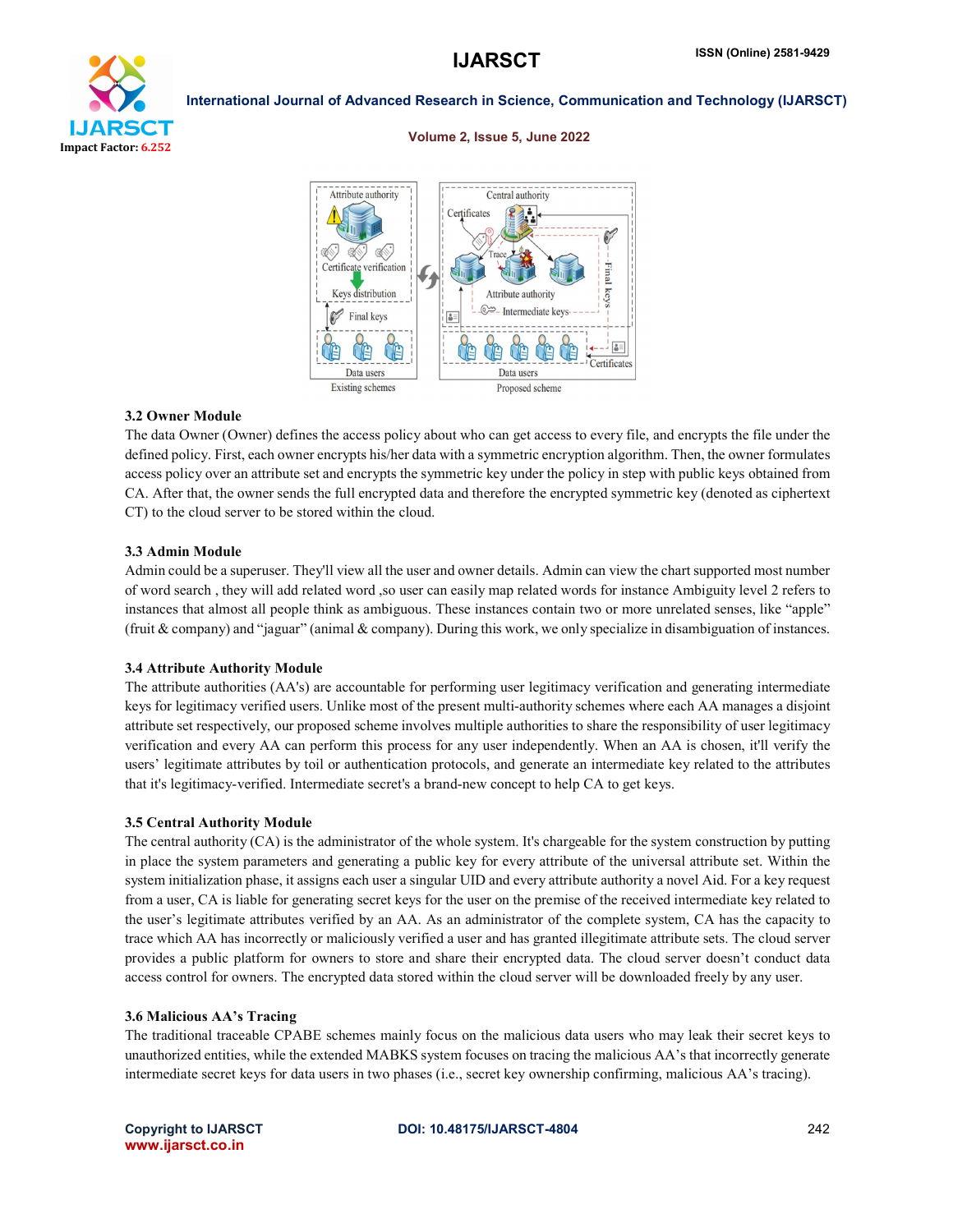### 3.2 Owner Module

The data Owner (Owner) defines the access policy about who can get access to every file, and encrypts the file under the defined policy. First, each owner encrypts his/her data with a symmetric encryption algorithm. Then, the owner formulates access policy over an attribute set and encrypts the symmetric key under the policy in step with public keys obtained from CA. After that, the owner sends the full encrypted data and therefore the encrypted symmetric key (denoted as ciphertext CT) to the cloud server to be stored within the cloud.

### 3.3 Admin Module

Admin could be a superuser. They'll view all the user and owner details. Admin can view the chart supported most number of word search , they will add related word ,so user can easily map related words for instance Ambiguity level 2 refers to instances that almost all people think as ambiguous. These instances contain two or more unrelated senses, like "apple" (fruit & company) and "jaguar" (animal & company). During this work, we only specialize in disambiguation of instances.

### 3.4 Attribute Authority Module

The attribute authorities (AA's) are accountable for performing user legitimacy verification and generating intermediate keys for legitimacy verified users. Unlike most of the present multi-authority schemes where each AA manages a disjoint attribute set respectively, our proposed scheme involves multiple authorities to share the responsibility of user legitimacy verification and every AA can perform this process for any user independently. When an AA is chosen, it'll verify the users' legitimate attributes by toil or authentication protocols, and generate an intermediate key related to the attributes that it's legitimacy-verified. Intermediate secret's a brand-new concept to help CA to get keys.

### 3.5 Central Authority Module

The central authority (CA) is the administrator of the whole system. It's chargeable for the system construction by putting in place the system parameters and generating a public key for every attribute of the universal attribute set. Within the system initialization phase, it assigns each user a singular UID and every attribute authority a novel Aid. For a key request from a user, CA is liable for generating secret keys for the user on the premise of the received intermediate key related to the user's legitimate attributes verified by an AA. As an administrator of the complete system, CA has the capacity to trace which AA has incorrectly or maliciously verified a user and has granted illegitimate attribute sets. The cloud server provides a public platform for owners to store and share their encrypted data. The cloud server doesn't conduct data access control for owners. The encrypted data stored within the cloud server will be downloaded freely by any user.

### 3.6 Malicious AA's Tracing

The traditional traceable CPABE schemes mainly focus on the malicious data users who may leak their secret keys to unauthorized entities, while the extended MABKS system focuses on tracing the malicious AA's that incorrectly generate intermediate secret keys for data users in two phases (i.e., secret key ownership confirming, malicious AA's tracing).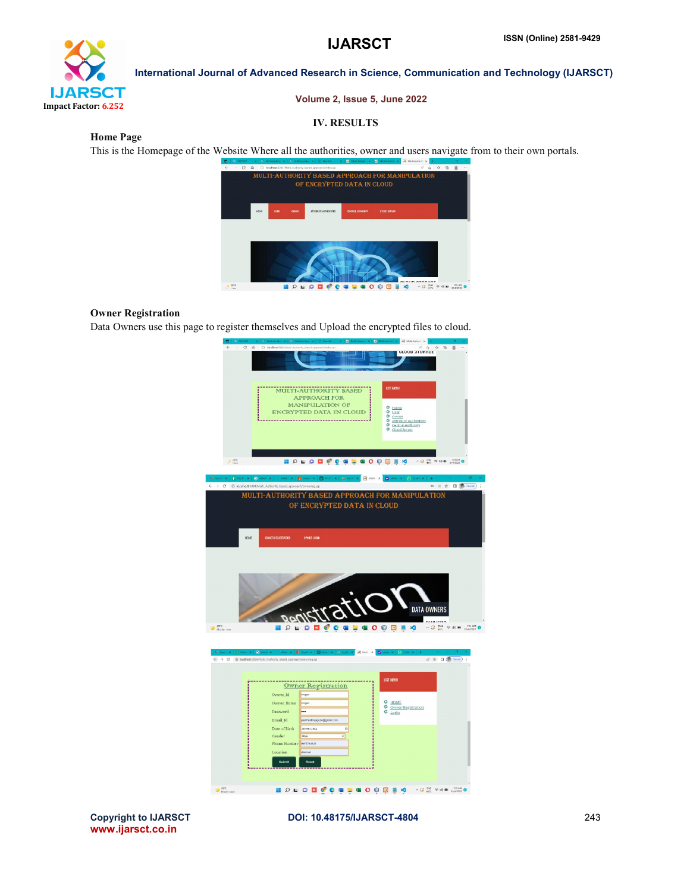## IV. RESULTS

**Home Page**

This is the Homepage of the Website Where all the authorities, owner and users navigate from to their own portals.

**Owner Registration**

Data Owners use this page to register themselves and Upload the encrypted files to cloud.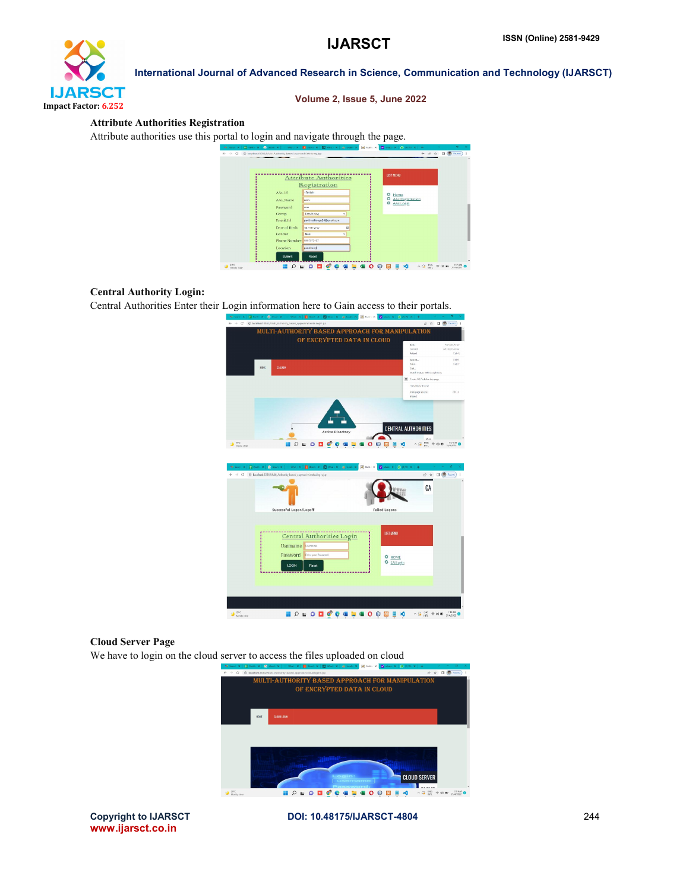**Attribute Authorities Registration**

Attribute authorities use this portal to login and navigate through the page.

**Central Authority Login:**

Central Authorities Enter their Login information here to Gain access to their portals.

**Cloud Server Page**

We have to login on the cloud server to access the files uploaded on cloud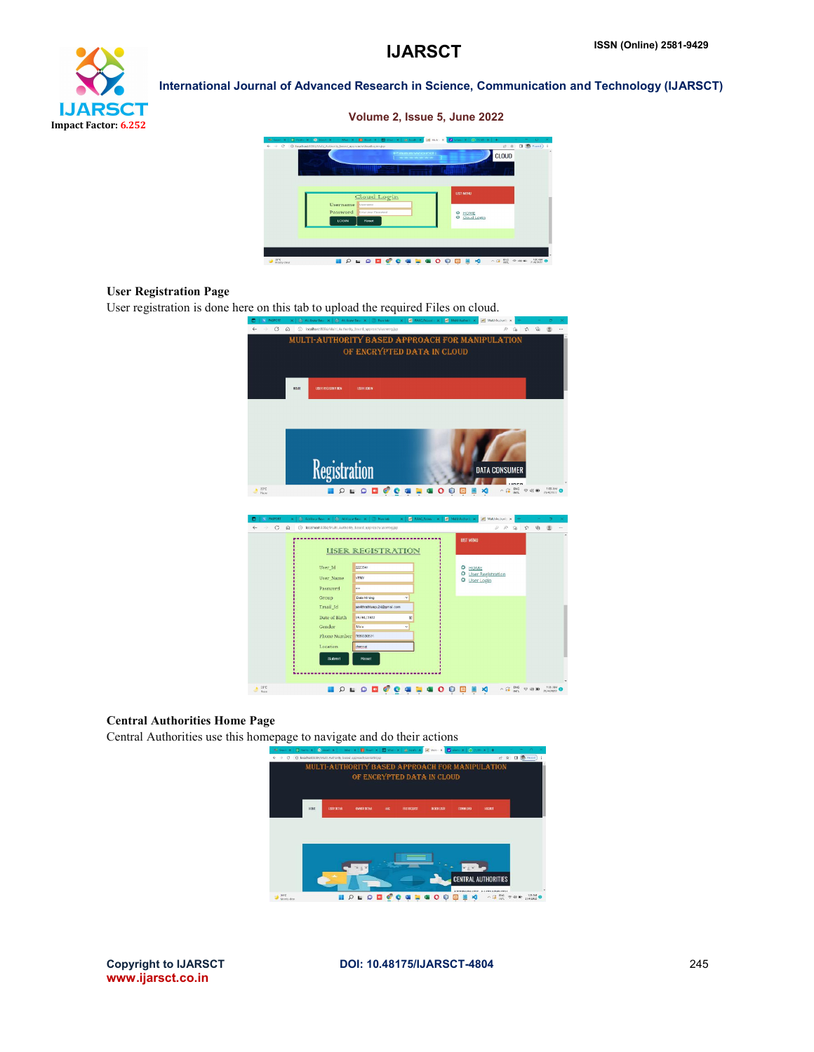**User Registration Page**

User registration is done here on this tab to upload the required Files on cloud.

**Central Authorities Home Page**

Central Authorities use this homepage to navigate and do their actions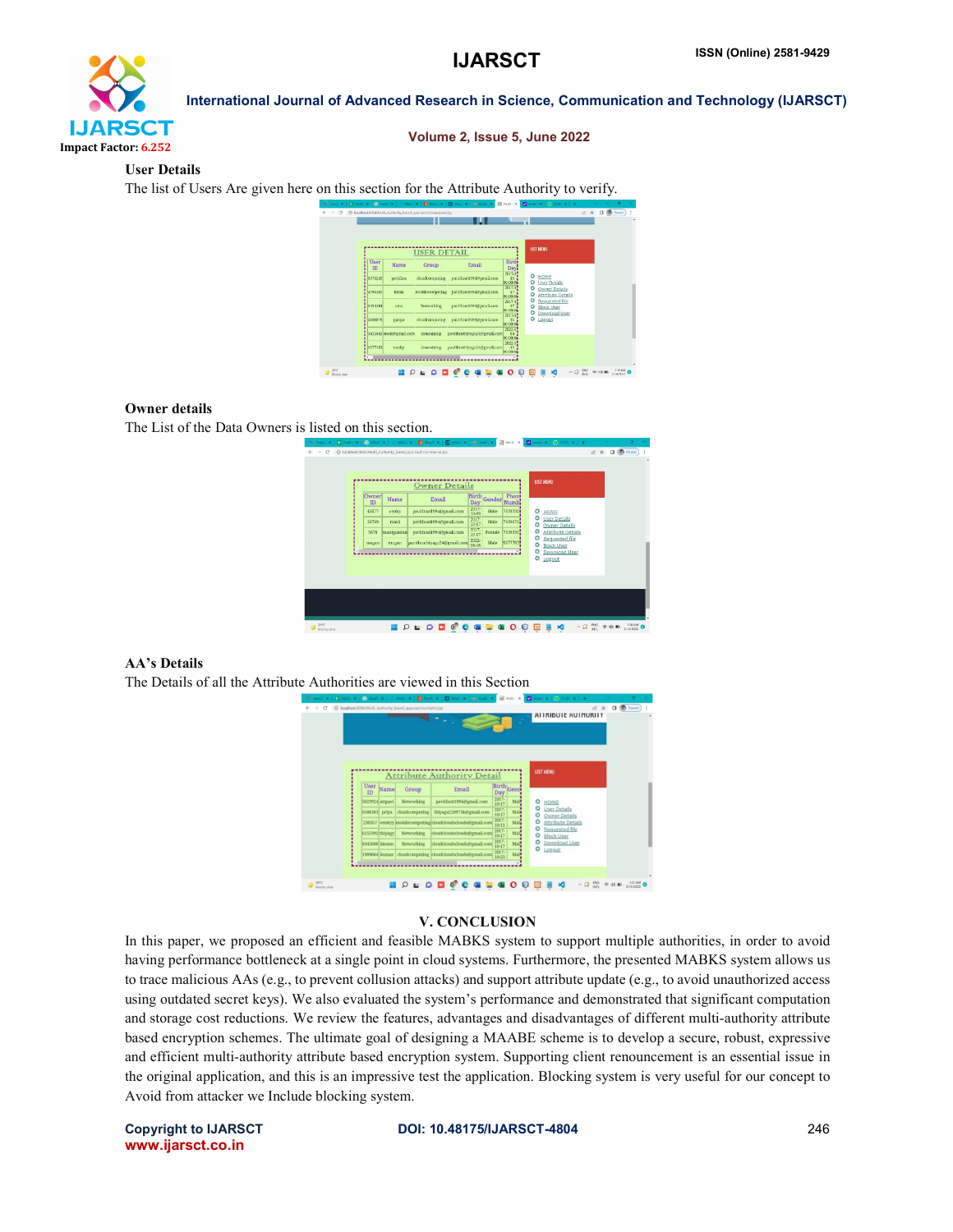**User Details**

The list of Users Are given here on this section for the Attribute Authority to verify.

**Owner details**

The List of the Data Owners is listed on this section.

**AA's Details**

The Details of all the Attribute Authorities are viewed in this Section

## V. CONCLUSION

In this paper, we proposed an efficient and feasible MABKS system to support multiple authorities, in order to avoid having performance bottleneck at a single point in cloud systems. Furthermore, the presented MABKS system allows us to trace malicious AAs (e.g., to prevent collusion attacks) and support attribute update (e.g., to avoid unauthorized access using outdated secret keys). We also evaluated the system's performance and demonstrated that significant computation and storage cost reductions. We review the features, advantages and disadvantages of different multi-authority attribute based encryption schemes. The ultimate goal of designing a MAABE scheme is to develop a secure, robust, expressive and efficient multi-authority attribute based encryption system. Supporting client renouncement is an essential issue in the original application, and this is an impressive test the application. Blocking system is very useful for our concept to Avoid from attacker we Include blocking system.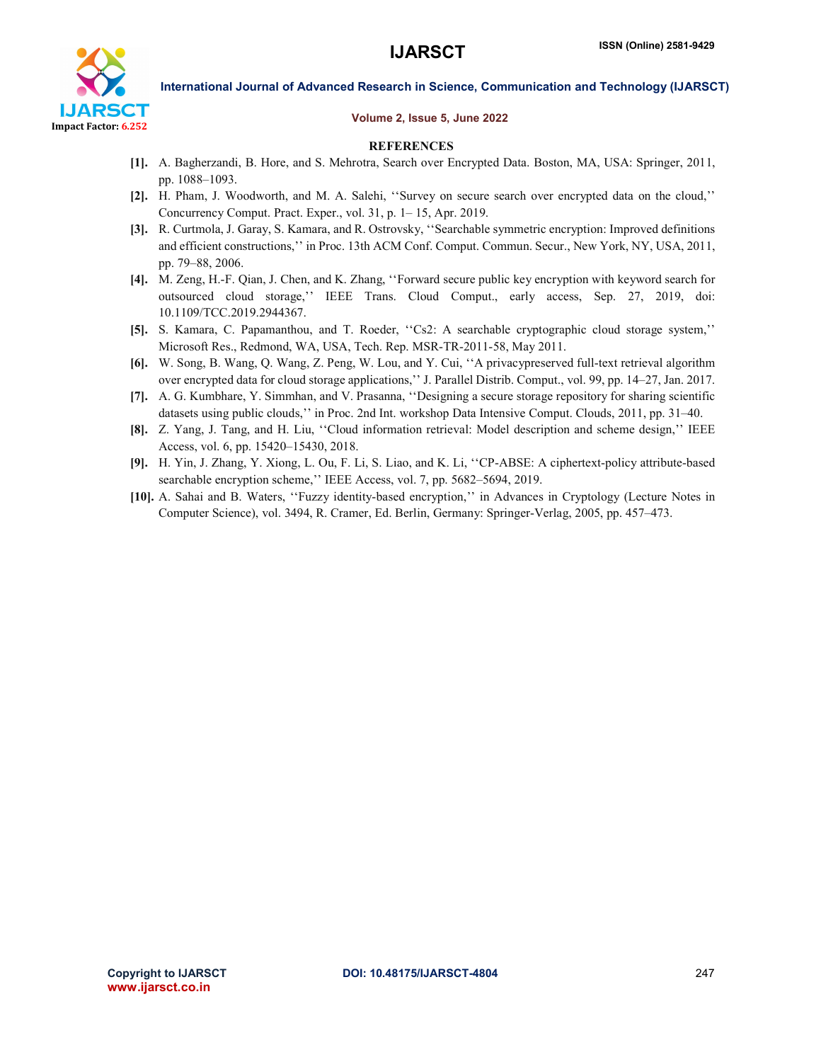## REFERENCES

[1]. A. Bagherzandi, B. Hore, and S. Mehrotra, Search over Encrypted Data. Boston, MA, USA: Springer, 2011, pp. 1088–1093.

[2]. H. Pham, J. Woodworth, and M. A. Salehi, ''Survey on secure search over encrypted data on the cloud,'' Concurrency Comput. Pract. Exper., vol. 31, p. 1– 15, Apr. 2019.

[3]. R. Curtmola, J. Garay, S. Kamara, and R. Ostrovsky, ''Searchable symmetric encryption: Improved definitions and efficient constructions,'' in Proc. 13th ACM Conf. Comput. Commun. Secur., New York, NY, USA, 2011, pp. 79–88, 2006.

[4]. M. Zeng, H.-F. Qian, J. Chen, and K. Zhang, ''Forward secure public key encryption with keyword search for outsourced cloud storage,'' IEEE Trans. Cloud Comput., early access, Sep. 27, 2019, doi: 10.1109/TCC.2019.2944367.

[5]. S. Kamara, C. Papamanthou, and T. Roeder, ''Cs2: A searchable cryptographic cloud storage system,'' Microsoft Res., Redmond, WA, USA, Tech. Rep. MSR-TR-2011-58, May 2011.

[6]. W. Song, B. Wang, Q. Wang, Z. Peng, W. Lou, and Y. Cui, ''A privacypreserved full-text retrieval algorithm over encrypted data for cloud storage applications,'' J. Parallel Distrib. Comput., vol. 99, pp. 14–27, Jan. 2017.

[7]. A. G. Kumbhare, Y. Simmhan, and V. Prasanna, ''Designing a secure storage repository for sharing scientific datasets using public clouds,'' in Proc. 2nd Int. workshop Data Intensive Comput. Clouds, 2011, pp. 31–40.

[8]. Z. Yang, J. Tang, and H. Liu, ''Cloud information retrieval: Model description and scheme design,'' IEEE Access, vol. 6, pp. 15420–15430, 2018.

[9]. H. Yin, J. Zhang, Y. Xiong, L. Ou, F. Li, S. Liao, and K. Li, ''CP-ABSE: A ciphertext-policy attribute-based searchable encryption scheme,'' IEEE Access, vol. 7, pp. 5682–5694, 2019.

[10]. A. Sahai and B. Waters, ''Fuzzy identity-based encryption,'' in Advances in Cryptology (Lecture Notes in Computer Science), vol. 3494, R. Cramer, Ed. Berlin, Germany: Springer-Verlag, 2005, pp. 457–473.